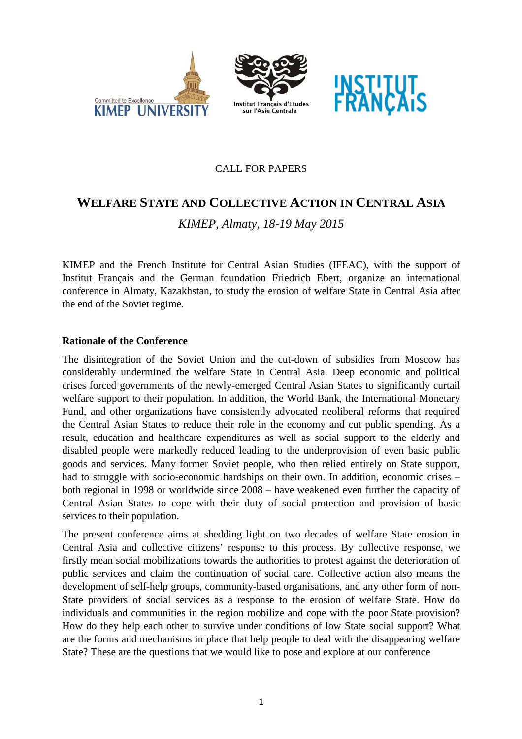CALL FOR PAPERS

# Welfare State and Collective Action in Central Asia

*KIMEP, Almaty, 18-19 May 2015*

KIMEP and the French Institute for Central Asian Studies (IFEAC), with the support of Institut Français and the German foundation Friedrich Ebert, organize an international conference in Almaty, Kazakhstan, to study the erosion of welfare State in Central Asia after the end of the Soviet regime.

**Rationale of the Conference**

The disintegration of the Soviet Union and the cut-down of subsidies from Moscow has considerably undermined the welfare State in Central Asia. Deep economic and political crises forced governments of the newly-emerged Central Asian States to significantly curtail welfare support to their population. In addition, the World Bank, the International Monetary Fund, and other organizations have consistently advocated neoliberal reforms that required the Central Asian States to reduce their role in the economy and cut public spending. As a result, education and healthcare expenditures as well as social support to the elderly and disabled people were markedly reduced leading to the underprovision of even basic public goods and services. Many former Soviet people, who then relied entirely on State support, had to struggle with socio-economic hardships on their own. In addition, economic crises – both regional in 1998 or worldwide since 2008 – have weakened even further the capacity of Central Asian States to cope with their duty of social protection and provision of basic services to their population.

The present conference aims at shedding light on two decades of welfare State erosion in Central Asia and collective citizens' response to this process. By collective response, we firstly mean social mobilizations towards the authorities to protest against the deterioration of public services and claim the continuation of social care. Collective action also means the development of self-help groups, community-based organisations, and any other form of non-State providers of social services as a response to the erosion of welfare State. How do individuals and communities in the region mobilize and cope with the poor State provision? How do they help each other to survive under conditions of low State social support? What are the forms and mechanisms in place that help people to deal with the disappearing welfare State? These are the questions that we would like to pose and explore at our conference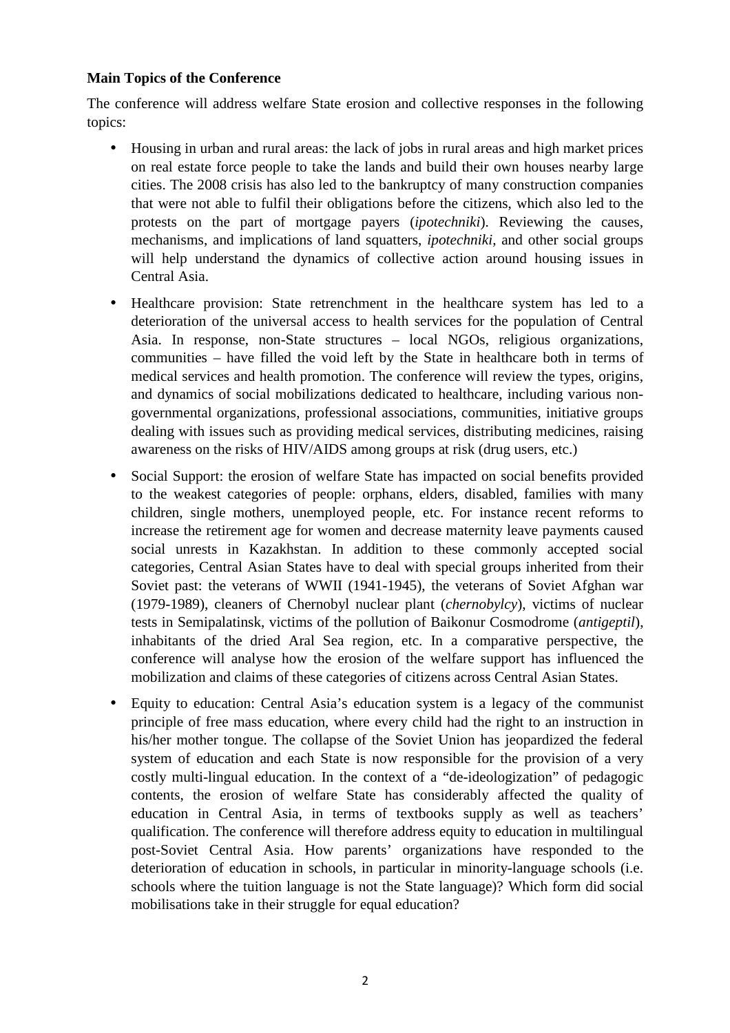**Main Topics of the Conference**

The conference will address welfare State erosion and collective responses in the following topics:

- Housing in urban and rural areas: the lack of jobs in rural areas and high market prices on real estate force people to take the lands and build their own houses nearby large cities. The 2008 crisis has also led to the bankruptcy of many construction companies that were not able to fulfil their obligations before the citizens, which also led to the protests on the part of mortgage payers (*ipotechniki*). Reviewing the causes, mechanisms, and implications of land squatters, *ipotechniki*, and other social groups will help understand the dynamics of collective action around housing issues in Central Asia.

- Healthcare provision: State retrenchment in the healthcare system has led to a deterioration of the universal access to health services for the population of Central Asia. In response, non-State structures – local NGOs, religious organizations, communities – have filled the void left by the State in healthcare both in terms of medical services and health promotion. The conference will review the types, origins, and dynamics of social mobilizations dedicated to healthcare, including various non-governmental organizations, professional associations, communities, initiative groups dealing with issues such as providing medical services, distributing medicines, raising awareness on the risks of HIV/AIDS among groups at risk (drug users, etc.)

- Social Support: the erosion of welfare State has impacted on social benefits provided to the weakest categories of people: orphans, elders, disabled, families with many children, single mothers, unemployed people, etc. For instance recent reforms to increase the retirement age for women and decrease maternity leave payments caused social unrests in Kazakhstan. In addition to these commonly accepted social categories, Central Asian States have to deal with special groups inherited from their Soviet past: the veterans of WWII (1941-1945), the veterans of Soviet Afghan war (1979-1989), cleaners of Chernobyl nuclear plant (*chernobylcy*), victims of nuclear tests in Semipalatinsk, victims of the pollution of Baikonur Cosmodrome (*antigeptil*), inhabitants of the dried Aral Sea region, etc. In a comparative perspective, the conference will analyse how the erosion of the welfare support has influenced the mobilization and claims of these categories of citizens across Central Asian States.

- Equity to education: Central Asia's education system is a legacy of the communist principle of free mass education, where every child had the right to an instruction in his/her mother tongue. The collapse of the Soviet Union has jeopardized the federal system of education and each State is now responsible for the provision of a very costly multi-lingual education. In the context of a "de-ideologization" of pedagogic contents, the erosion of welfare State has considerably affected the quality of education in Central Asia, in terms of textbooks supply as well as teachers' qualification. The conference will therefore address equity to education in multilingual post-Soviet Central Asia. How parents' organizations have responded to the deterioration of education in schools, in particular in minority-language schools (i.e. schools where the tuition language is not the State language)? Which form did social mobilisations take in their struggle for equal education?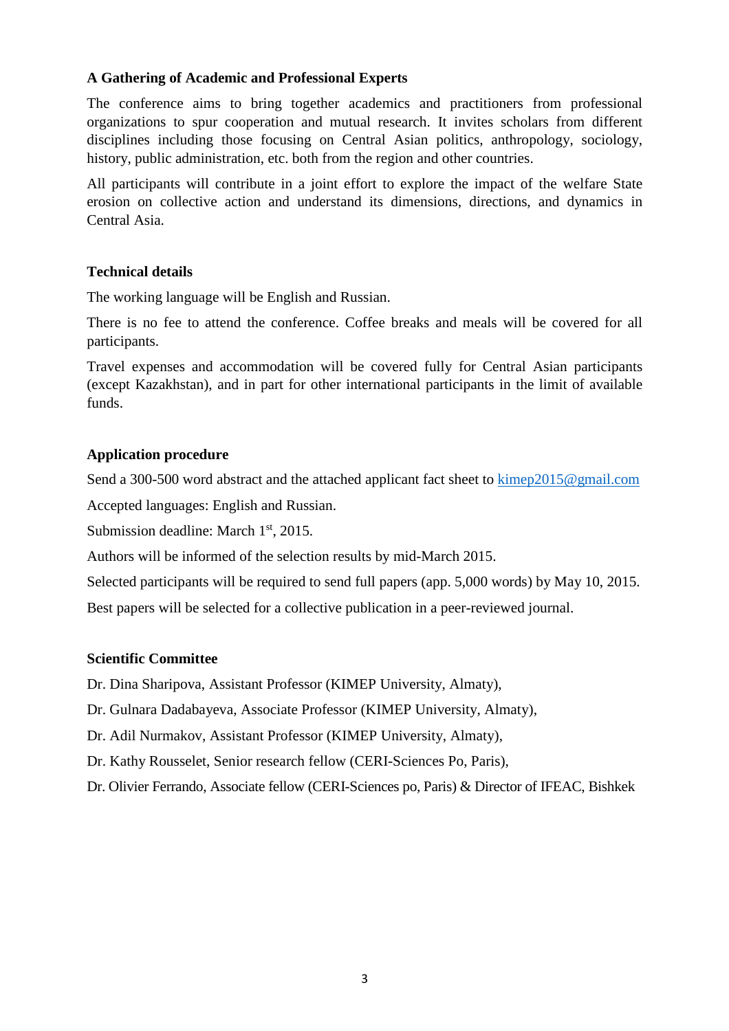**A Gathering of Academic and Professional Experts**

The conference aims to bring together academics and practitioners from professional organizations to spur cooperation and mutual research. It invites scholars from different disciplines including those focusing on Central Asian politics, anthropology, sociology, history, public administration, etc. both from the region and other countries.

All participants will contribute in a joint effort to explore the impact of the welfare State erosion on collective action and understand its dimensions, directions, and dynamics in Central Asia.

**Technical details**

The working language will be English and Russian.

There is no fee to attend the conference. Coffee breaks and meals will be covered for all participants.

Travel expenses and accommodation will be covered fully for Central Asian participants (except Kazakhstan), and in part for other international participants in the limit of available funds.

**Application procedure**

Send a 300-500 word abstract and the attached applicant fact sheet to kimep2015@gmail.com

Accepted languages: English and Russian.

Submission deadline: March 1st, 2015.

Authors will be informed of the selection results by mid-March 2015.

Selected participants will be required to send full papers (app. 5,000 words) by May 10, 2015.

Best papers will be selected for a collective publication in a peer-reviewed journal.

**Scientific Committee**

Dr. Dina Sharipova, Assistant Professor (KIMEP University, Almaty),

Dr. Gulnara Dadabayeva, Associate Professor (KIMEP University, Almaty),

Dr. Adil Nurmakov, Assistant Professor (KIMEP University, Almaty),

Dr. Kathy Rousselet, Senior research fellow (CERI-Sciences Po, Paris),

Dr. Olivier Ferrando, Associate fellow (CERI-Sciences po, Paris) & Director of IFEAC, Bishkek